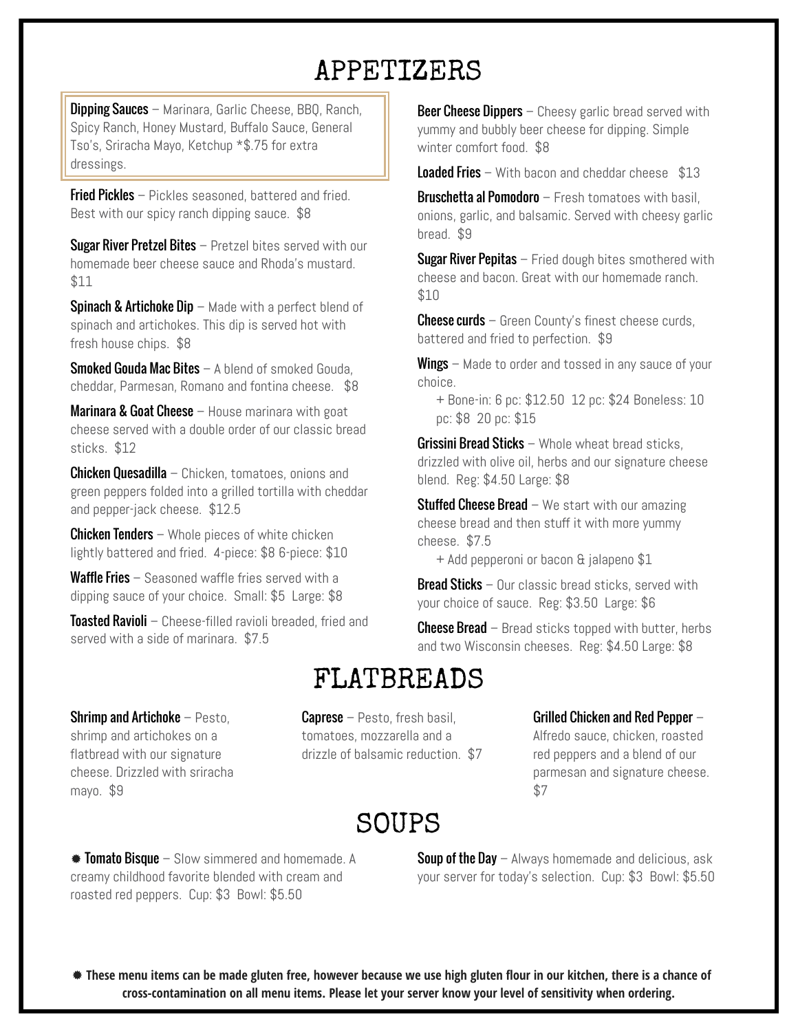# APPETIZERS

**Dipping Sauces** – Marinara, Garlic Cheese, BBQ, Ranch, Spicy Ranch, Honey Mustard, Buffalo Sauce, General Tso's, Sriracha Mayo, Ketchup *$.75 for extra dressings.

**Fried Pickles** – Pickles seasoned, battered and fried. Best with our spicy ranch dipping sauce. $8

**Sugar River Pretzel Bites** – Pretzel bites served with our homemade beer cheese sauce and Rhoda's mustard. $11

**Spinach & Artichoke Dip** – Made with a perfect blend of spinach and artichokes. This dip is served hot with fresh house chips. $8

**Smoked Gouda Mac Bites** – A blend of smoked Gouda, cheddar, Parmesan, Romano and fontina cheese. $8

**Marinara & Goat Cheese** – House marinara with goat cheese served with a double order of our classic bread sticks. $12

**Chicken Quesadilla** – Chicken, tomatoes, onions and green peppers folded into a grilled tortilla with cheddar and pepper-jack cheese. $12.5

**Chicken Tenders** – Whole pieces of white chicken lightly battered and fried. 4-piece: $8 6-piece: $10

**Waffle Fries** – Seasoned waffle fries served with a dipping sauce of your choice. Small: $5 Large: $8

**Toasted Ravioli** – Cheese-filled ravioli breaded, fried and served with a side of marinara. $7.5

**Beer Cheese Dippers** – Cheesy garlic bread served with yummy and bubbly beer cheese for dipping. Simple winter comfort food. $8

**Loaded Fries** – With bacon and cheddar cheese $13

**Bruschetta al Pomodoro** – Fresh tomatoes with basil, onions, garlic, and balsamic. Served with cheesy garlic bread. $9

**Sugar River Pepitas** – Fried dough bites smothered with cheese and bacon. Great with our homemade ranch. $10

**Cheese curds** – Green County's finest cheese curds, battered and fried to perfection. $9

**Wings** – Made to order and tossed in any sauce of your choice.

+ Bone-in: 6 pc: $12.50 12 pc: $24 Boneless: 10 pc: $8 20 pc: $15

**Grissini Bread Sticks** – Whole wheat bread sticks, drizzled with olive oil, herbs and our signature cheese blend. Reg: $4.50 Large: $8

**Stuffed Cheese Bread** – We start with our amazing cheese bread and then stuff it with more yummy cheese. $7.5

+ Add pepperoni or bacon & jalapeno $1

**Bread Sticks** – Our classic bread sticks, served with your choice of sauce. Reg: $3.50 Large: $6

**Cheese Bread** – Bread sticks topped with butter, herbs and two Wisconsin cheeses. Reg: $4.50 Large: $8

# FLATBREADS

**Shrimp and Artichoke** – Pesto, shrimp and artichokes on a flatbread with our signature cheese. Drizzled with sriracha mayo. $9

**Caprese** – Pesto, fresh basil, tomatoes, mozzarella and a drizzle of balsamic reduction. $7

**Grilled Chicken and Red Pepper** – Alfredo sauce, chicken, roasted red peppers and a blend of our parmesan and signature cheese. $7

# SOUPS

✹ **Tomato Bisque** – Slow simmered and homemade. A creamy childhood favorite blended with cream and roasted red peppers. Cup: $3 Bowl: $5.50

**Soup of the Day** – Always homemade and delicious, ask your server for today's selection. Cup: $3 Bowl: $5.50

**✹ These menu items can be made gluten free, however because we use high gluten flour in our kitchen, there is a chance of cross-contamination on all menu items. Please let your server know your level of sensitivity when ordering.**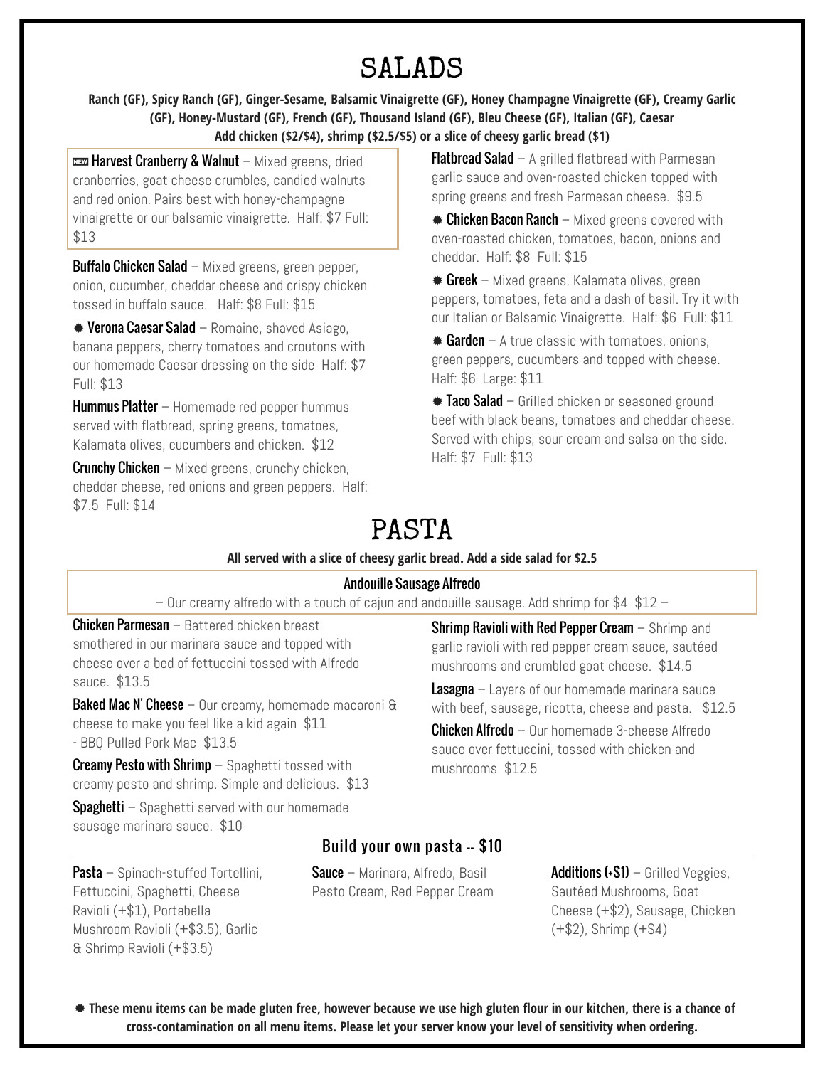# SALADS

**Ranch (GF), Spicy Ranch (GF), Ginger-Sesame, Balsamic Vinaigrette (GF), Honey Champagne Vinaigrette (GF), Creamy Garlic (GF), Honey-Mustard (GF), French (GF), Thousand Island (GF), Bleu Cheese (GF), Italian (GF), Caesar**
**Add chicken ($2/$4), shrimp ($2.5/$5) or a slice of cheesy garlic bread ($1)**

NEW **Harvest Cranberry & Walnut** – Mixed greens, dried cranberries, goat cheese crumbles, candied walnuts and red onion. Pairs best with honey-champagne vinaigrette or our balsamic vinaigrette. Half: $7 Full: $13

**Buffalo Chicken Salad** – Mixed greens, green pepper, onion, cucumber, cheddar cheese and crispy chicken tossed in buffalo sauce. Half: $8 Full: $15

✹ **Verona Caesar Salad** – Romaine, shaved Asiago, banana peppers, cherry tomatoes and croutons with our homemade Caesar dressing on the side Half: $7 Full: $13

**Hummus Platter** – Homemade red pepper hummus served with flatbread, spring greens, tomatoes, Kalamata olives, cucumbers and chicken. $12

**Crunchy Chicken** – Mixed greens, crunchy chicken, cheddar cheese, red onions and green peppers. Half: $7.5 Full: $14

**Flatbread Salad** – A grilled flatbread with Parmesan garlic sauce and oven-roasted chicken topped with spring greens and fresh Parmesan cheese. $9.5

✹ **Chicken Bacon Ranch** – Mixed greens covered with oven-roasted chicken, tomatoes, bacon, onions and cheddar. Half: $8 Full: $15

✹ **Greek** – Mixed greens, Kalamata olives, green peppers, tomatoes, feta and a dash of basil. Try it with our Italian or Balsamic Vinaigrette. Half: $6 Full: $11

✹ **Garden** – A true classic with tomatoes, onions, green peppers, cucumbers and topped with cheese. Half: $6 Large: $11

✹ **Taco Salad** – Grilled chicken or seasoned ground beef with black beans, tomatoes and cheddar cheese. Served with chips, sour cream and salsa on the side. Half: $7 Full: $13

# PASTA

**All served with a slice of cheesy garlic bread. Add a side salad for $2.5**

**Andouille Sausage Alfredo**
– Our creamy alfredo with a touch of cajun and andouille sausage. Add shrimp for $4 $12 –

**Chicken Parmesan** – Battered chicken breast smothered in our marinara sauce and topped with cheese over a bed of fettuccini tossed with Alfredo sauce. $13.5

**Baked Mac N' Cheese** – Our creamy, homemade macaroni & cheese to make you feel like a kid again $11
- BBQ Pulled Pork Mac $13.5

**Creamy Pesto with Shrimp** – Spaghetti tossed with creamy pesto and shrimp. Simple and delicious. $13

**Spaghetti** – Spaghetti served with our homemade sausage marinara sauce. $10

**Shrimp Ravioli with Red Pepper Cream** – Shrimp and garlic ravioli with red pepper cream sauce, sautéed mushrooms and crumbled goat cheese. $14.5

**Lasagna** – Layers of our homemade marinara sauce with beef, sausage, ricotta, cheese and pasta. $12.5

**Chicken Alfredo** – Our homemade 3-cheese Alfredo sauce over fettuccini, tossed with chicken and mushrooms $12.5

## Build your own pasta -- $10

**Pasta** – Spinach-stuffed Tortellini, Fettuccini, Spaghetti, Cheese Ravioli (+$1), Portabella Mushroom Ravioli (+$3.5), Garlic & Shrimp Ravioli (+$3.5)

**Sauce** – Marinara, Alfredo, Basil Pesto Cream, Red Pepper Cream

**Additions (+$1)** – Grilled Veggies, Sautéed Mushrooms, Goat Cheese (+$2), Sausage, Chicken (+$2), Shrimp (+$4)

✹ **These menu items can be made gluten free, however because we use high gluten flour in our kitchen, there is a chance of cross-contamination on all menu items. Please let your server know your level of sensitivity when ordering.**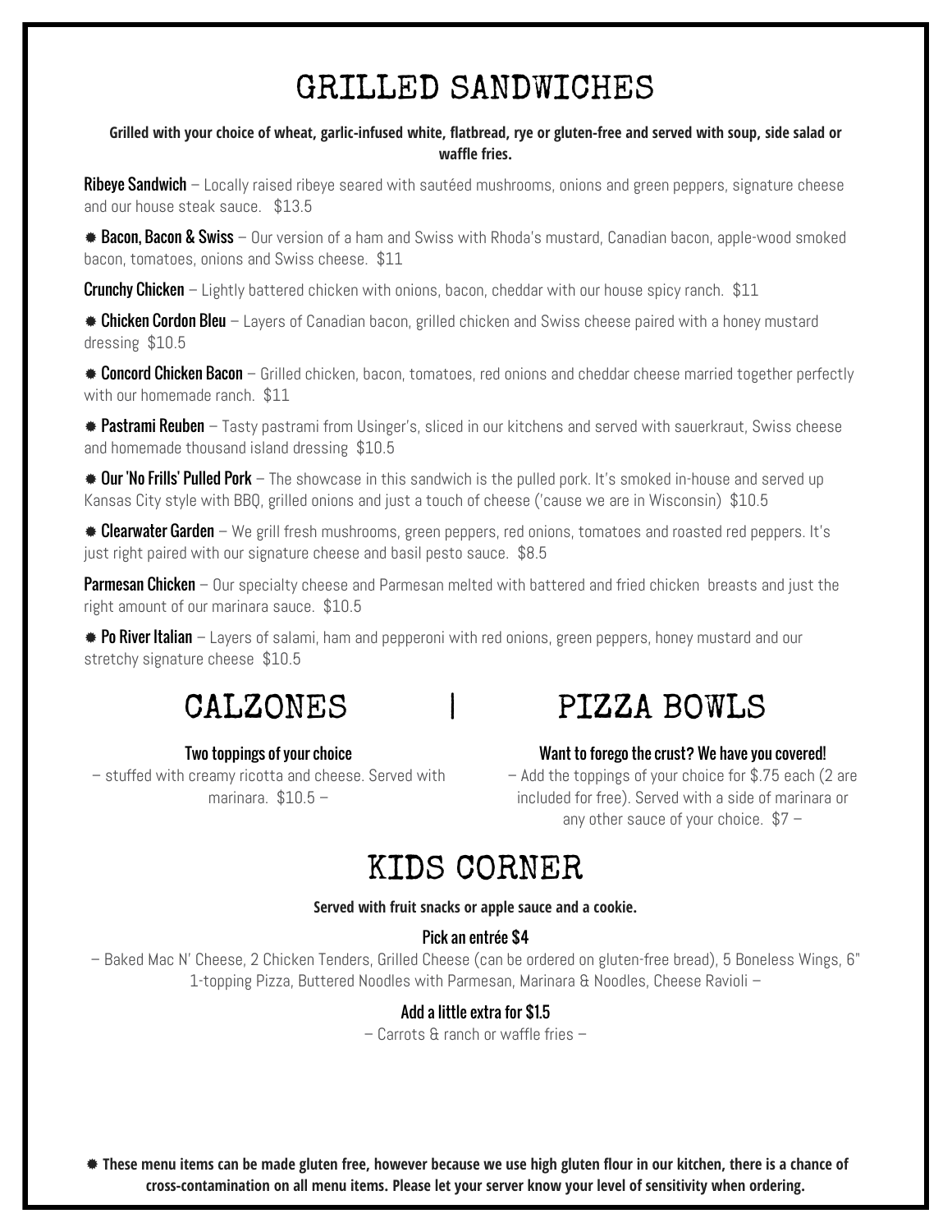# GRILLED SANDWICHES

**Grilled with your choice of wheat, garlic-infused white, flatbread, rye or gluten-free and served with soup, side salad or waffle fries.**

**Ribeye Sandwich** – Locally raised ribeye seared with sautéed mushrooms, onions and green peppers, signature cheese and our house steak sauce. $13.5

✹ **Bacon, Bacon & Swiss** – Our version of a ham and Swiss with Rhoda's mustard, Canadian bacon, apple-wood smoked bacon, tomatoes, onions and Swiss cheese. $11

**Crunchy Chicken** – Lightly battered chicken with onions, bacon, cheddar with our house spicy ranch. $11

✹ **Chicken Cordon Bleu** – Layers of Canadian bacon, grilled chicken and Swiss cheese paired with a honey mustard dressing $10.5

✹ **Concord Chicken Bacon** – Grilled chicken, bacon, tomatoes, red onions and cheddar cheese married together perfectly with our homemade ranch. $11

✹ **Pastrami Reuben** – Tasty pastrami from Usinger's, sliced in our kitchens and served with sauerkraut, Swiss cheese and homemade thousand island dressing $10.5

✹ **Our 'No Frills' Pulled Pork** – The showcase in this sandwich is the pulled pork. It's smoked in-house and served up Kansas City style with BBQ, grilled onions and just a touch of cheese ('cause we are in Wisconsin) $10.5

✹ **Clearwater Garden** – We grill fresh mushrooms, green peppers, red onions, tomatoes and roasted red peppers. It's just right paired with our signature cheese and basil pesto sauce. $8.5

**Parmesan Chicken** – Our specialty cheese and Parmesan melted with battered and fried chicken breasts and just the right amount of our marinara sauce. $10.5

✹ **Po River Italian** – Layers of salami, ham and pepperoni with red onions, green peppers, honey mustard and our stretchy signature cheese $10.5

# CALZONES

**Two toppings of your choice**

– stuffed with creamy ricotta and cheese. Served with marinara. $10.5 –

# PIZZA BOWLS

**Want to forego the crust? We have you covered!**

– Add the toppings of your choice for $.75 each (2 are included for free). Served with a side of marinara or any other sauce of your choice. $7 –

# KIDS CORNER

**Served with fruit snacks or apple sauce and a cookie.**

**Pick an entrée $4**

– Baked Mac N' Cheese, 2 Chicken Tenders, Grilled Cheese (can be ordered on gluten-free bread), 5 Boneless Wings, 6" 1-topping Pizza, Buttered Noodles with Parmesan, Marinara & Noodles, Cheese Ravioli –

**Add a little extra for $1.5**

– Carrots & ranch or waffle fries –

✹ **These menu items can be made gluten free, however because we use high gluten flour in our kitchen, there is a chance of cross-contamination on all menu items. Please let your server know your level of sensitivity when ordering.**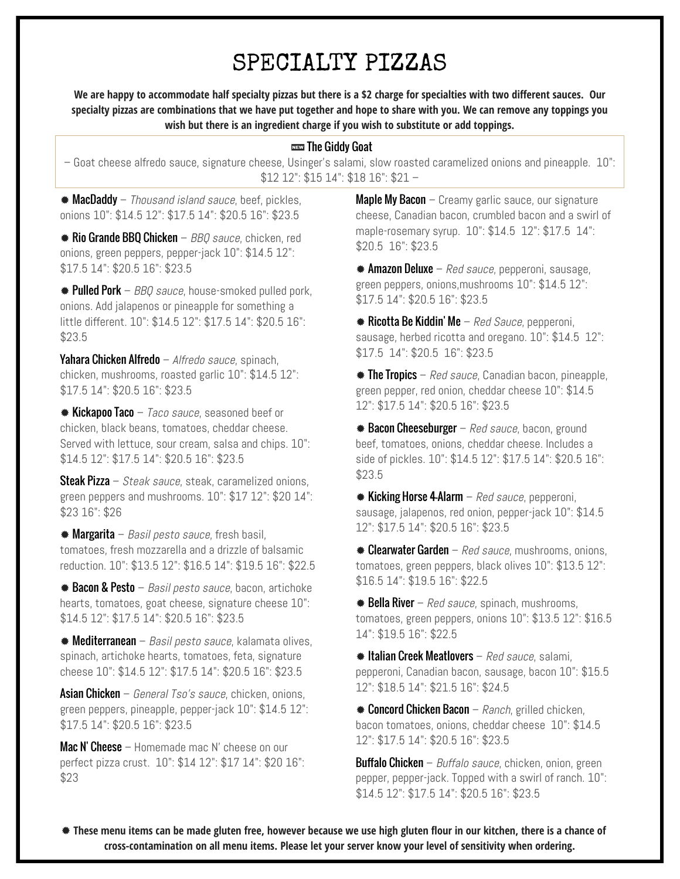# SPECIALTY PIZZAS

**We are happy to accommodate half specialty pizzas but there is a $2 charge for specialties with two different sauces. Our specialty pizzas are combinations that we have put together and hope to share with you. We can remove any toppings you wish but there is an ingredient charge if you wish to substitute or add toppings.**

NEW **The Giddy Goat**
– Goat cheese alfredo sauce, signature cheese, Usinger's salami, slow roasted caramelized onions and pineapple. 10": $12 12": $15 14": $18 16": $21 –

✹ **MacDaddy** – *Thousand island sauce*, beef, pickles, onions 10": $14.5 12": $17.5 14": $20.5 16": $23.5

✹ **Rio Grande BBQ Chicken** – *BBQ sauce*, chicken, red onions, green peppers, pepper-jack 10": $14.5 12": $17.5 14": $20.5 16": $23.5

✹ **Pulled Pork** – *BBQ sauce*, house-smoked pulled pork, onions. Add jalapenos or pineapple for something a little different. 10": $14.5 12": $17.5 14": $20.5 16": $23.5

**Yahara Chicken Alfredo** – *Alfredo sauce*, spinach, chicken, mushrooms, roasted garlic 10": $14.5 12": $17.5 14": $20.5 16": $23.5

✹ **Kickapoo Taco** – *Taco sauce*, seasoned beef or chicken, black beans, tomatoes, cheddar cheese. Served with lettuce, sour cream, salsa and chips. 10": $14.5 12": $17.5 14": $20.5 16": $23.5

**Steak Pizza** – *Steak sauce*, steak, caramelized onions, green peppers and mushrooms. 10": $17 12": $20 14": $23 16": $26

✹ **Margarita** – *Basil pesto sauce*, fresh basil, tomatoes, fresh mozzarella and a drizzle of balsamic reduction. 10": $13.5 12": $16.5 14": $19.5 16": $22.5

✹ **Bacon & Pesto** – *Basil pesto sauce*, bacon, artichoke hearts, tomatoes, goat cheese, signature cheese 10": $14.5 12": $17.5 14": $20.5 16": $23.5

✹ **Mediterranean** – *Basil pesto sauce*, kalamata olives, spinach, artichoke hearts, tomatoes, feta, signature cheese 10": $14.5 12": $17.5 14": $20.5 16": $23.5

**Asian Chicken** – *General Tso's sauce*, chicken, onions, green peppers, pineapple, pepper-jack 10": $14.5 12": $17.5 14": $20.5 16": $23.5

**Mac N' Cheese** – Homemade mac N' cheese on our perfect pizza crust. 10": $14 12": $17 14": $20 16": $23

**Maple My Bacon** – Creamy garlic sauce, our signature cheese, Canadian bacon, crumbled bacon and a swirl of maple-rosemary syrup. 10": $14.5 12": $17.5 14": $20.5 16": $23.5

✹ **Amazon Deluxe** – *Red sauce*, pepperoni, sausage, green peppers, onions,mushrooms 10": $14.5 12": $17.5 14": $20.5 16": $23.5

✹ **Ricotta Be Kiddin' Me** – *Red Sauce*, pepperoni, sausage, herbed ricotta and oregano. 10": $14.5 12": $17.5 14": $20.5 16": $23.5

✹ **The Tropics** – *Red sauce*, Canadian bacon, pineapple, green pepper, red onion, cheddar cheese 10": $14.5 12": $17.5 14": $20.5 16": $23.5

✹ **Bacon Cheeseburger** – *Red sauce*, bacon, ground beef, tomatoes, onions, cheddar cheese. Includes a side of pickles. 10": $14.5 12": $17.5 14": $20.5 16": $23.5

✹ **Kicking Horse 4-Alarm** – *Red sauce*, pepperoni, sausage, jalapenos, red onion, pepper-jack 10": $14.5 12": $17.5 14": $20.5 16": $23.5

✹ **Clearwater Garden** – *Red sauce*, mushrooms, onions, tomatoes, green peppers, black olives 10": $13.5 12": $16.5 14": $19.5 16": $22.5

✹ **Bella River** – *Red sauce*, spinach, mushrooms, tomatoes, green peppers, onions 10": $13.5 12": $16.5 14": $19.5 16": $22.5

✹ **Italian Creek Meatlovers** – *Red sauce*, salami, pepperoni, Canadian bacon, sausage, bacon 10": $15.5 12": $18.5 14": $21.5 16": $24.5

✹ **Concord Chicken Bacon** – *Ranch*, grilled chicken, bacon tomatoes, onions, cheddar cheese 10": $14.5 12": $17.5 14": $20.5 16": $23.5

**Buffalo Chicken** – *Buffalo sauce*, chicken, onion, green pepper, pepper-jack. Topped with a swirl of ranch. 10": $14.5 12": $17.5 14": $20.5 16": $23.5

✹ **These menu items can be made gluten free, however because we use high gluten flour in our kitchen, there is a chance of cross-contamination on all menu items. Please let your server know your level of sensitivity when ordering.**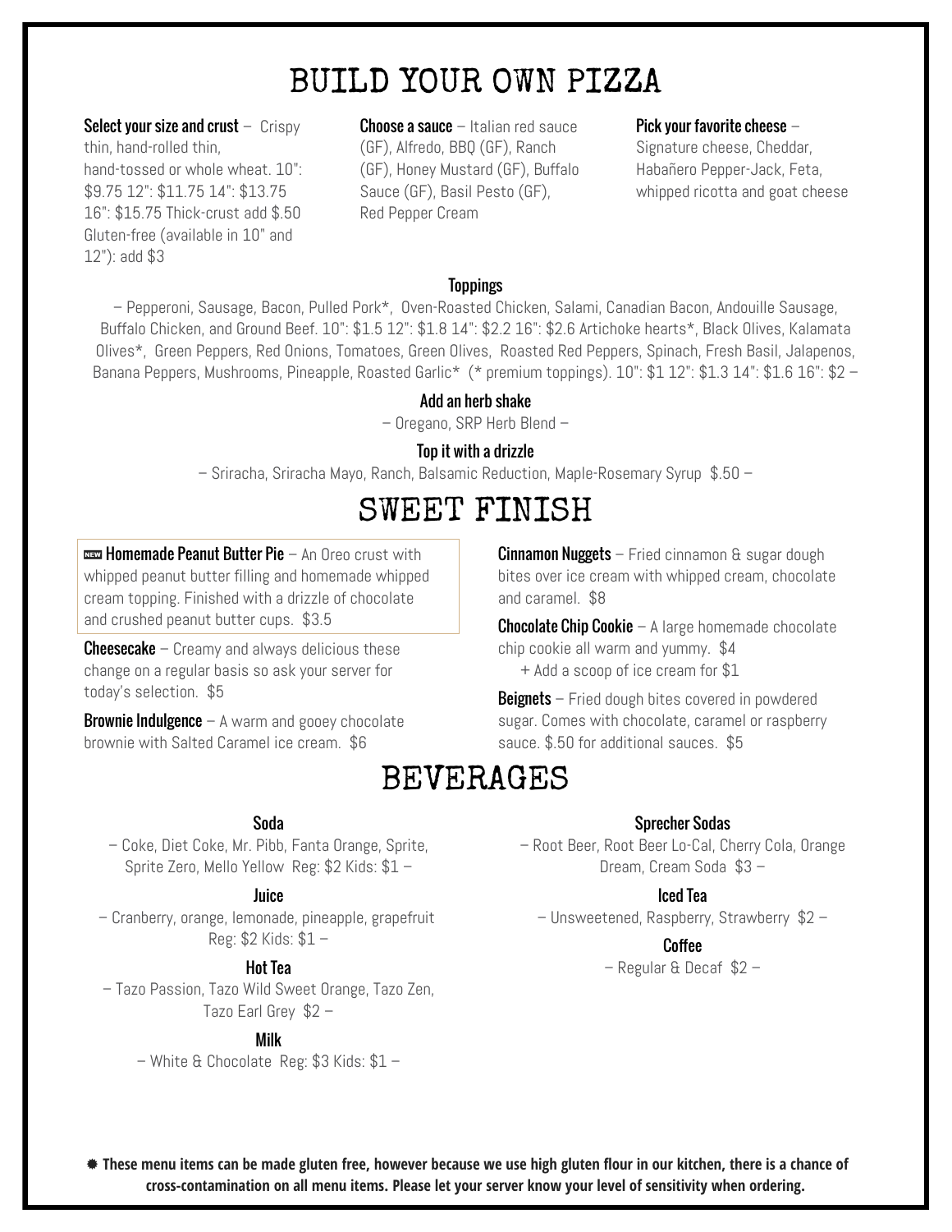# BUILD YOUR OWN PIZZA

**Select your size and crust** – Crispy thin, hand-rolled thin, hand-tossed or whole wheat. 10": $9.75 12": $11.75 14": $13.75 16": $15.75 Thick-crust add $.50 Gluten-free (available in 10" and 12"): add $3

**Choose a sauce** – Italian red sauce (GF), Alfredo, BBQ (GF), Ranch (GF), Honey Mustard (GF), Buffalo Sauce (GF), Basil Pesto (GF), Red Pepper Cream

**Pick your favorite cheese** – Signature cheese, Cheddar, Habañero Pepper-Jack, Feta, whipped ricotta and goat cheese

### Toppings

– Pepperoni, Sausage, Bacon, Pulled Pork*, Oven-Roasted Chicken, Salami, Canadian Bacon, Andouille Sausage, Buffalo Chicken, and Ground Beef. 10": $1.5 12": $1.8 14": $2.2 16": $2.6 Artichoke hearts*, Black Olives, Kalamata Olives*, Green Peppers, Red Onions, Tomatoes, Green Olives, Roasted Red Peppers, Spinach, Fresh Basil, Jalapenos, Banana Peppers, Mushrooms, Pineapple, Roasted Garlic* (* premium toppings). 10": $1 12": $1.3 14": $1.6 16": $2 –

### Add an herb shake

– Oregano, SRP Herb Blend –

### Top it with a drizzle

– Sriracha, Sriracha Mayo, Ranch, Balsamic Reduction, Maple-Rosemary Syrup $.50 –

# SWEET FINISH

NEW **Homemade Peanut Butter Pie** – An Oreo crust with whipped peanut butter filling and homemade whipped cream topping. Finished with a drizzle of chocolate and crushed peanut butter cups. $3.5

**Cheesecake** – Creamy and always delicious these change on a regular basis so ask your server for today's selection. $5

**Brownie Indulgence** – A warm and gooey chocolate brownie with Salted Caramel ice cream. $6

**Cinnamon Nuggets** – Fried cinnamon & sugar dough bites over ice cream with whipped cream, chocolate and caramel. $8

**Chocolate Chip Cookie** – A large homemade chocolate chip cookie all warm and yummy. $4
+ Add a scoop of ice cream for $1

**Beignets** – Fried dough bites covered in powdered sugar. Comes with chocolate, caramel or raspberry sauce. $.50 for additional sauces. $5

# BEVERAGES

### Soda

– Coke, Diet Coke, Mr. Pibb, Fanta Orange, Sprite, Sprite Zero, Mello Yellow Reg: $2 Kids: $1 –

### Juice

– Cranberry, orange, lemonade, pineapple, grapefruit Reg: $2 Kids: $1 –

### Hot Tea

– Tazo Passion, Tazo Wild Sweet Orange, Tazo Zen, Tazo Earl Grey $2 –

### Milk

– White & Chocolate Reg: $3 Kids: $1 –

### Sprecher Sodas

– Root Beer, Root Beer Lo-Cal, Cherry Cola, Orange Dream, Cream Soda $3 –

### Iced Tea

– Unsweetened, Raspberry, Strawberry $2 –

### Coffee

– Regular & Decaf $2 –

**✹ These menu items can be made gluten free, however because we use high gluten flour in our kitchen, there is a chance of cross-contamination on all menu items. Please let your server know your level of sensitivity when ordering.**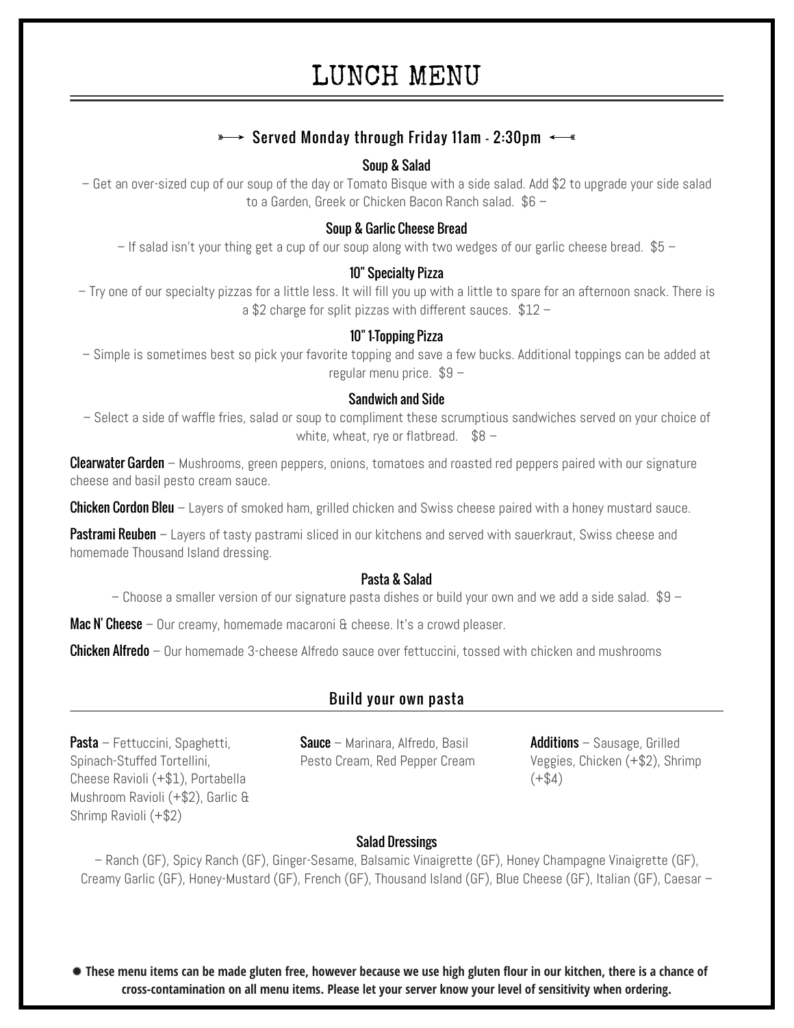# LUNCH MENU

## Served Monday through Friday 11am - 2:30pm

### Soup & Salad

– Get an over-sized cup of our soup of the day or Tomato Bisque with a side salad. Add $2 to upgrade your side salad to a Garden, Greek or Chicken Bacon Ranch salad. $6 –

### Soup & Garlic Cheese Bread

– If salad isn't your thing get a cup of our soup along with two wedges of our garlic cheese bread. $5 –

### 10" Specialty Pizza

– Try one of our specialty pizzas for a little less. It will fill you up with a little to spare for an afternoon snack. There is a $2 charge for split pizzas with different sauces. $12 –

### 10" 1-Topping Pizza

– Simple is sometimes best so pick your favorite topping and save a few bucks. Additional toppings can be added at regular menu price. $9 –

### Sandwich and Side

– Select a side of waffle fries, salad or soup to compliment these scrumptious sandwiches served on your choice of white, wheat, rye or flatbread. $8 –

**Clearwater Garden** – Mushrooms, green peppers, onions, tomatoes and roasted red peppers paired with our signature cheese and basil pesto cream sauce.

**Chicken Cordon Bleu** – Layers of smoked ham, grilled chicken and Swiss cheese paired with a honey mustard sauce.

**Pastrami Reuben** – Layers of tasty pastrami sliced in our kitchens and served with sauerkraut, Swiss cheese and homemade Thousand Island dressing.

### Pasta & Salad

– Choose a smaller version of our signature pasta dishes or build your own and we add a side salad. $9 –

**Mac N' Cheese** – Our creamy, homemade macaroni & cheese. It's a crowd pleaser.

**Chicken Alfredo** – Our homemade 3-cheese Alfredo sauce over fettuccini, tossed with chicken and mushrooms

## Build your own pasta

**Pasta** – Fettuccini, Spaghetti, Spinach-Stuffed Tortellini, Cheese Ravioli (+$1), Portabella Mushroom Ravioli (+$2), Garlic & Shrimp Ravioli (+$2)

**Sauce** – Marinara, Alfredo, Basil Pesto Cream, Red Pepper Cream

**Additions** – Sausage, Grilled Veggies, Chicken (+$2), Shrimp (+$4)

### Salad Dressings

– Ranch (GF), Spicy Ranch (GF), Ginger-Sesame, Balsamic Vinaigrette (GF), Honey Champagne Vinaigrette (GF), Creamy Garlic (GF), Honey-Mustard (GF), French (GF), Thousand Island (GF), Blue Cheese (GF), Italian (GF), Caesar –

**✸ These menu items can be made gluten free, however because we use high gluten flour in our kitchen, there is a chance of cross-contamination on all menu items. Please let your server know your level of sensitivity when ordering.**